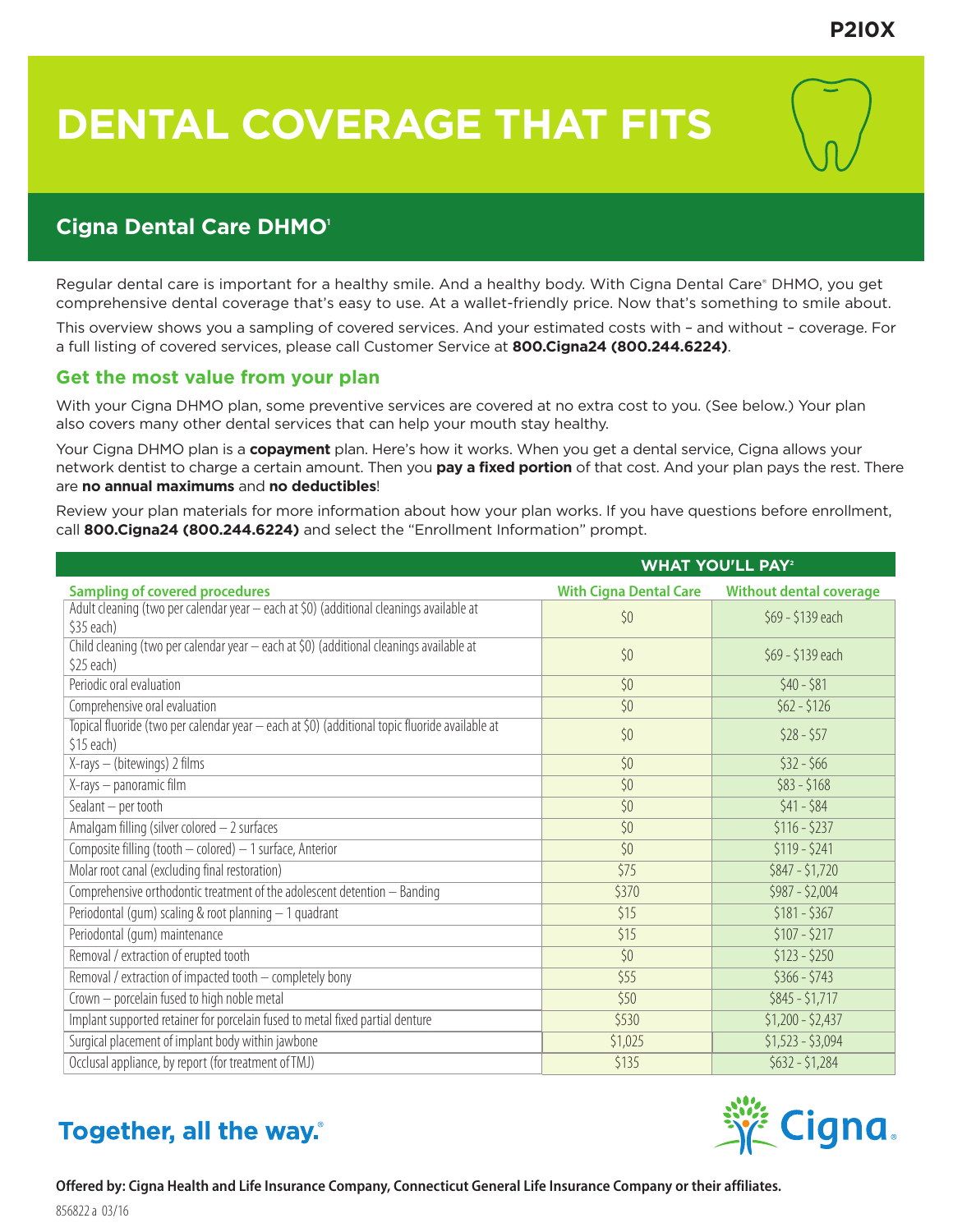P2I0X

# DENTAL COVERAGE THAT FITS

## Cigna Dental Care DHMO[1]

Regular dental care is important for a healthy smile. And a healthy body. With Cigna Dental Care℠ DHMO, you get comprehensive dental coverage that's easy to use. At a wallet-friendly price. Now that's something to smile about.

This overview shows you a sampling of covered services. And your estimated costs with – and without – coverage. For a full listing of covered services, please call Customer Service at **800.Cigna24 (800.244.6224)**.

### Get the most value from your plan

With your Cigna DHMO plan, some preventive services are covered at no extra cost to you. (See below.) Your plan also covers many other dental services that can help your mouth stay healthy.

Your Cigna DHMO plan is a **copayment** plan. Here's how it works. When you get a dental service, Cigna allows your network dentist to charge a certain amount. Then you **pay a fixed portion** of that cost. And your plan pays the rest. There are **no annual maximums** and **no deductibles**!

Review your plan materials for more information about how your plan works. If you have questions before enrollment, call **800.Cigna24 (800.244.6224)** and select the "Enrollment Information" prompt.

| | WHAT YOU'LL PAY[2] | |
|---|---|---|
| **Sampling of covered procedures** | **With Cigna Dental Care** | **Without dental coverage** |
| Adult cleaning (two per calendar year – each at $0) (additional cleanings available at $35 each) | $0 | $69 - $139 each |
| Child cleaning (two per calendar year – each at $0) (additional cleanings available at $25 each) | $0 | $69 - $139 each |
| Periodic oral evaluation | $0 | $40 - $81 |
| Comprehensive oral evaluation | $0 | $62 - $126 |
| Topical fluoride (two per calendar year – each at $0) (additional topic fluoride available at $15 each) | $0 | $28 - $57 |
| X-rays – (bitewings) 2 films | $0 | $32 - $66 |
| X-rays – panoramic film | $0 | $83 - $168 |
| Sealant – per tooth | $0 | $41 - $84 |
| Amalgam filling (silver colored – 2 surfaces | $0 | $116 - $237 |
| Composite filling (tooth – colored) – 1 surface, Anterior | $0 | $119 - $241 |
| Molar root canal (excluding final restoration) | $75 | $847 - $1,720 |
| Comprehensive orthodontic treatment of the adolescent detention – Banding | $370 | $987 - $2,004 |
| Periodontal (gum) scaling & root planning – 1 quadrant | $15 | $181 - $367 |
| Periodontal (gum) maintenance | $15 | $107 - $217 |
| Removal / extraction of erupted tooth | $0 | $123 - $250 |
| Removal / extraction of impacted tooth – completely bony | $55 | $366 - $743 |
| Crown – porcelain fused to high noble metal | $50 | $845 - $1,717 |
| Implant supported retainer for porcelain fused to metal fixed partial denture | $530 | $1,200 - $2,437 |
| Surgical placement of implant body within jawbone | $1,025 | $1,523 - $3,094 |
| Occlusal appliance, by report (for treatment of TMJ) | $135 | $632 - $1,284 |

**Together, all the way.®**

Cigna

**Offered by: Cigna Health and Life Insurance Company, Connecticut General Life Insurance Company or their affiliates.**

856822 a 03/16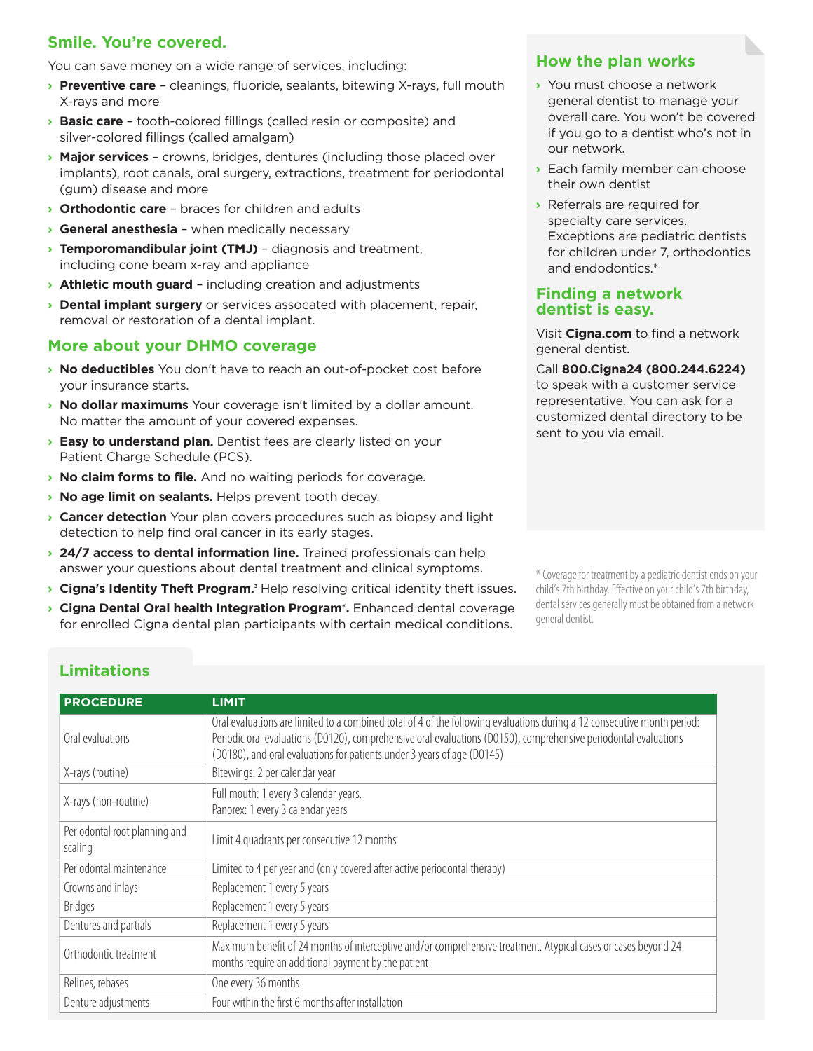## Smile. You're covered.

You can save money on a wide range of services, including:

- **Preventive care** – cleanings, fluoride, sealants, bitewing X-rays, full mouth X-rays and more
- **Basic care** – tooth-colored fillings (called resin or composite) and silver-colored fillings (called amalgam)
- **Major services** – crowns, bridges, dentures (including those placed over implants), root canals, oral surgery, extractions, treatment for periodontal (gum) disease and more
- **Orthodontic care** – braces for children and adults
- **General anesthesia** – when medically necessary
- **Temporomandibular joint (TMJ)** – diagnosis and treatment, including cone beam x-ray and appliance
- **Athletic mouth guard** – including creation and adjustments
- **Dental implant surgery** or services assocated with placement, repair, removal or restoration of a dental implant.

## More about your DHMO coverage

- **No deductibles** You don't have to reach an out-of-pocket cost before your insurance starts.
- **No dollar maximums** Your coverage isn't limited by a dollar amount. No matter the amount of your covered expenses.
- **Easy to understand plan.** Dentist fees are clearly listed on your Patient Charge Schedule (PCS).
- **No claim forms to file.** And no waiting periods for coverage.
- **No age limit on sealants.** Helps prevent tooth decay.
- **Cancer detection** Your plan covers procedures such as biopsy and light detection to help find oral cancer in its early stages.
- **24/7 access to dental information line.** Trained professionals can help answer your questions about dental treatment and clinical symptoms.
- **Cigna's Identity Theft Program.**[3] Help resolving critical identity theft issues.
- **Cigna Dental Oral health Integration Program**®**.** Enhanced dental coverage for enrolled Cigna dental plan participants with certain medical conditions.

## How the plan works

- You must choose a network general dentist to manage your overall care. You won't be covered if you go to a dentist who's not in our network.
- Each family member can choose their own dentist
- Referrals are required for specialty care services. Exceptions are pediatric dentists for children under 7, orthodontics and endodontics.*

## Finding a network dentist is easy.

Visit **Cigna.com** to find a network general dentist.

Call **800.Cigna24 (800.244.6224)** to speak with a customer service representative. You can ask for a customized dental directory to be sent to you via email.

* Coverage for treatment by a pediatric dentist ends on your child's 7th birthday. Effective on your child's 7th birthday, dental services generally must be obtained from a network general dentist.

## Limitations

| PROCEDURE | LIMIT |
|---|---|
| Oral evaluations | Oral evaluations are limited to a combined total of 4 of the following evaluations during a 12 consecutive month period: Periodic oral evaluations (D0120), comprehensive oral evaluations (D0150), comprehensive periodontal evaluations (D0180), and oral evaluations for patients under 3 years of age (D0145) |
| X-rays (routine) | Bitewings: 2 per calendar year |
| X-rays (non-routine) | Full mouth: 1 every 3 calendar years.<br>Panorex: 1 every 3 calendar years |
| Periodontal root planning and scaling | Limit 4 quadrants per consecutive 12 months |
| Periodontal maintenance | Limited to 4 per year and (only covered after active periodontal therapy) |
| Crowns and inlays | Replacement 1 every 5 years |
| Bridges | Replacement 1 every 5 years |
| Dentures and partials | Replacement 1 every 5 years |
| Orthodontic treatment | Maximum benefit of 24 months of interceptive and/or comprehensive treatment. Atypical cases or cases beyond 24 months require an additional payment by the patient |
| Relines, rebases | One every 36 months |
| Denture adjustments | Four within the first 6 months after installation |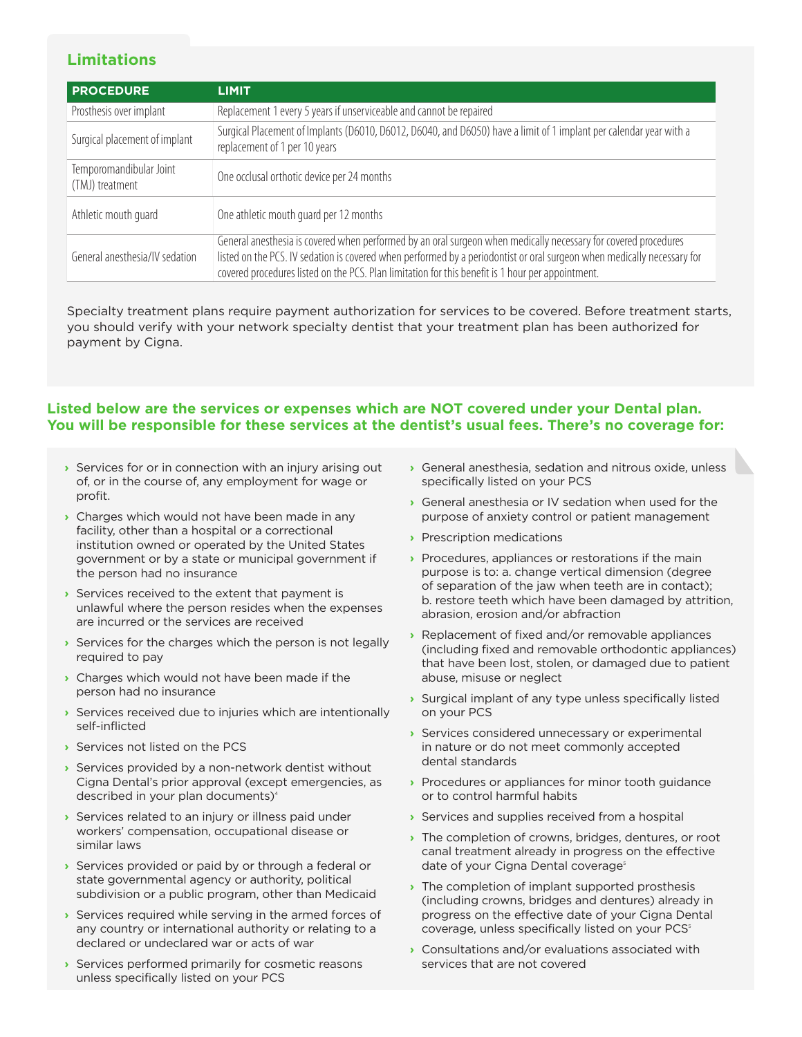## Limitations

| PROCEDURE | LIMIT |
| --- | --- |
| Prosthesis over implant | Replacement 1 every 5 years if unserviceable and cannot be repaired |
| Surgical placement of implant | Surgical Placement of Implants (D6010, D6012, D6040, and D6050) have a limit of 1 implant per calendar year with a replacement of 1 per 10 years |
| Temporomandibular Joint (TMJ) treatment | One occlusal orthotic device per 24 months |
| Athletic mouth guard | One athletic mouth guard per 12 months |
| General anesthesia/IV sedation | General anesthesia is covered when performed by an oral surgeon when medically necessary for covered procedures listed on the PCS. IV sedation is covered when performed by a periodontist or oral surgeon when medically necessary for covered procedures listed on the PCS. Plan limitation for this benefit is 1 hour per appointment. |

Specialty treatment plans require payment authorization for services to be covered. Before treatment starts, you should verify with your network specialty dentist that your treatment plan has been authorized for payment by Cigna.

### Listed below are the services or expenses which are NOT covered under your Dental plan. You will be responsible for these services at the dentist's usual fees. There's no coverage for:

- Services for or in connection with an injury arising out of, or in the course of, any employment for wage or profit.
- Charges which would not have been made in any facility, other than a hospital or a correctional institution owned or operated by the United States government or by a state or municipal government if the person had no insurance
- Services received to the extent that payment is unlawful where the person resides when the expenses are incurred or the services are received
- Services for the charges which the person is not legally required to pay
- Charges which would not have been made if the person had no insurance
- Services received due to injuries which are intentionally self-inflicted
- Services not listed on the PCS
- Services provided by a non-network dentist without Cigna Dental's prior approval (except emergencies, as described in your plan documents)[4]
- Services related to an injury or illness paid under workers' compensation, occupational disease or similar laws
- Services provided or paid by or through a federal or state governmental agency or authority, political subdivision or a public program, other than Medicaid
- Services required while serving in the armed forces of any country or international authority or relating to a declared or undeclared war or acts of war
- Services performed primarily for cosmetic reasons unless specifically listed on your PCS
- General anesthesia, sedation and nitrous oxide, unless specifically listed on your PCS
- General anesthesia or IV sedation when used for the purpose of anxiety control or patient management
- Prescription medications
- Procedures, appliances or restorations if the main purpose is to: a. change vertical dimension (degree of separation of the jaw when teeth are in contact); b. restore teeth which have been damaged by attrition, abrasion, erosion and/or abfraction
- Replacement of fixed and/or removable appliances (including fixed and removable orthodontic appliances) that have been lost, stolen, or damaged due to patient abuse, misuse or neglect
- Surgical implant of any type unless specifically listed on your PCS
- Services considered unnecessary or experimental in nature or do not meet commonly accepted dental standards
- Procedures or appliances for minor tooth guidance or to control harmful habits
- Services and supplies received from a hospital
- The completion of crowns, bridges, dentures, or root canal treatment already in progress on the effective date of your Cigna Dental coverage[5]
- The completion of implant supported prosthesis (including crowns, bridges and dentures) already in progress on the effective date of your Cigna Dental coverage, unless specifically listed on your PCS[5]
- Consultations and/or evaluations associated with services that are not covered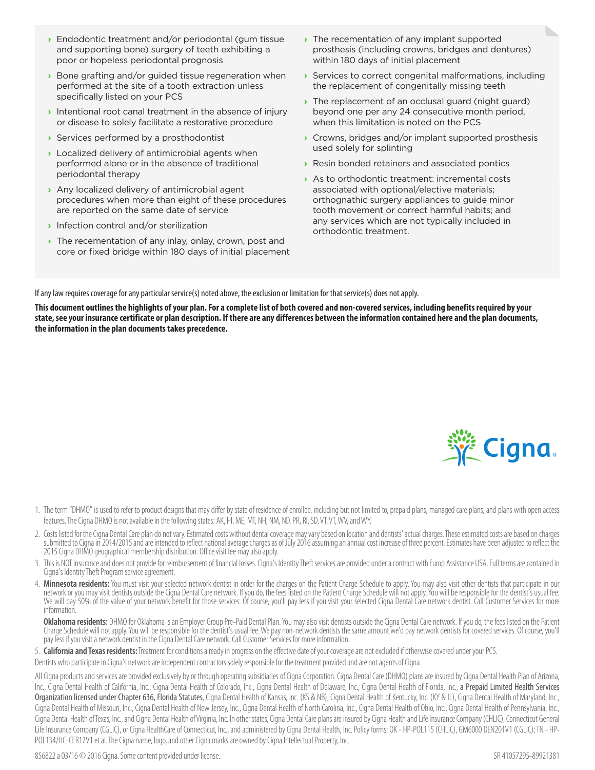- Endodontic treatment and/or periodontal (gum tissue and supporting bone) surgery of teeth exhibiting a poor or hopeless periodontal prognosis
- Bone grafting and/or guided tissue regeneration when performed at the site of a tooth extraction unless specifically listed on your PCS
- Intentional root canal treatment in the absence of injury or disease to solely facilitate a restorative procedure
- Services performed by a prosthodontist
- Localized delivery of antimicrobial agents when performed alone or in the absence of traditional periodontal therapy
- Any localized delivery of antimicrobial agent procedures when more than eight of these procedures are reported on the same date of service
- Infection control and/or sterilization
- The recementation of any inlay, onlay, crown, post and core or fixed bridge within 180 days of initial placement
- The recementation of any implant supported prosthesis (including crowns, bridges and dentures) within 180 days of initial placement
- Services to correct congenital malformations, including the replacement of congenitally missing teeth
- The replacement of an occlusal guard (night guard) beyond one per any 24 consecutive month period, when this limitation is noted on the PCS
- Crowns, bridges and/or implant supported prosthesis used solely for splinting
- Resin bonded retainers and associated pontics
- As to orthodontic treatment: incremental costs associated with optional/elective materials; orthognathic surgery appliances to guide minor tooth movement or correct harmful habits; and any services which are not typically included in orthodontic treatment.

If any law requires coverage for any particular service(s) noted above, the exclusion or limitation for that service(s) does not apply.

**This document outlines the highlights of your plan. For a complete list of both covered and non-covered services, including benefits required by your state, see your insurance certificate or plan description. If there are any differences between the information contained here and the plan documents, the information in the plan documents takes precedence.**

Cigna.

1. The term "DHMO" is used to refer to product designs that may differ by state of residence of enrollee, including but not limited to, prepaid plans, managed care plans, and plans with open access features. The Cigna DHMO is not available in the following states: AK, HI, ME, MT, NH, NM, ND, PR, RI, SD, VT, VT, WV, and WY.
2. Costs listed for the Cigna Dental Care plan do not vary. Estimated costs without dental coverage may vary based on location and dentists' actual charges. These estimated costs are based on charges submitted to Cigna in 2014/2015 and are intended to reflect national average charges as of July 2016 assuming an annual cost increase of three percent. Estimates have been adjusted to reflect the 2015 Cigna DHMO geographical membership distribution. Office visit fee may also apply.
3. This is NOT insurance and does not provide for reimbursement of financial losses. Cigna's Identity Theft services are provided under a contract with Europ Assistance USA. Full terms are contained in Cigna's Identity Theft Program service agreement.
4. **Minnesota residents:** You must visit your selected network dentist in order for the charges on the Patient Charge Schedule to apply. You may also visit other dentists that participate in our network or you may visit dentists outside the Cigna Dental Care network. If you do, the fees listed on the Patient Charge Schedule will not apply. You will be responsible for the dentist's usual fee. We will pay 50% of the value of your network benefit for those services. Of course, you'll pay less if you visit your selected Cigna Dental Care network dentist. Call Customer Services for more information.

   **Oklahoma residents:** DHMO for Oklahoma is an Employer Group Pre-Paid Dental Plan. You may also visit dentists outside the Cigna Dental Care network. If you do, the fees listed on the Patient Charge Schedule will not apply. You will be responsible for the dentist's usual fee. We pay non-network dentists the same amount we'd pay network dentists for covered services. Of course, you'll pay less if you visit a network dentist in the Cigna Dental Care network. Call Customer Services for more information.
5. **California and Texas residents:** Treatment for conditions already in progress on the effective date of your coverage are not excluded if otherwise covered under your PCS.

Dentists who participate in Cigna's network are independent contractors solely responsible for the treatment provided and are not agents of Cigna.

All Cigna products and services are provided exclusively by or through operating subsidiaries of Cigna Corporation. Cigna Dental Care (DHMO) plans are insured by Cigna Dental Health Plan of Arizona, Inc., Cigna Dental Health of California, Inc., Cigna Dental Health of Colorado, Inc., Cigna Dental Health of Delaware, Inc., Cigna Dental Health of Florida, Inc., a Prepaid Limited Health Services Organization licensed under Chapter 636, Florida Statutes, Cigna Dental Health of Kansas, Inc. (KS & NB), Cigna Dental Health of Kentucky, Inc. (KY & IL), Cigna Dental Health of Maryland, Inc., Cigna Dental Health of Missouri, Inc., Cigna Dental Health of New Jersey, Inc., Cigna Dental Health of North Carolina, Inc., Cigna Dental Health of Ohio, Inc., Cigna Dental Health of Pennsylvania, Inc., Cigna Dental Health of Texas, Inc., and Cigna Dental Health of Virginia, Inc. In other states, Cigna Dental Care plans are insured by Cigna Health and Life Insurance Company (CHLIC), Connecticut General Life Insurance Company (CGLIC), or Cigna HealthCare of Connecticut, Inc., and administered by Cigna Dental Health, Inc. Policy forms: OK - HP-POL115 (CHLIC), GM6000 DEN201V1 (CGLIC); TN - HP-POL134/HC-CER17V1 et al. The Cigna name, logo, and other Cigna marks are owned by Cigna Intellectual Property, Inc.

856822 a 03/16 © 2016 Cigna. Some content provided under license.

SR 41057295-89921381